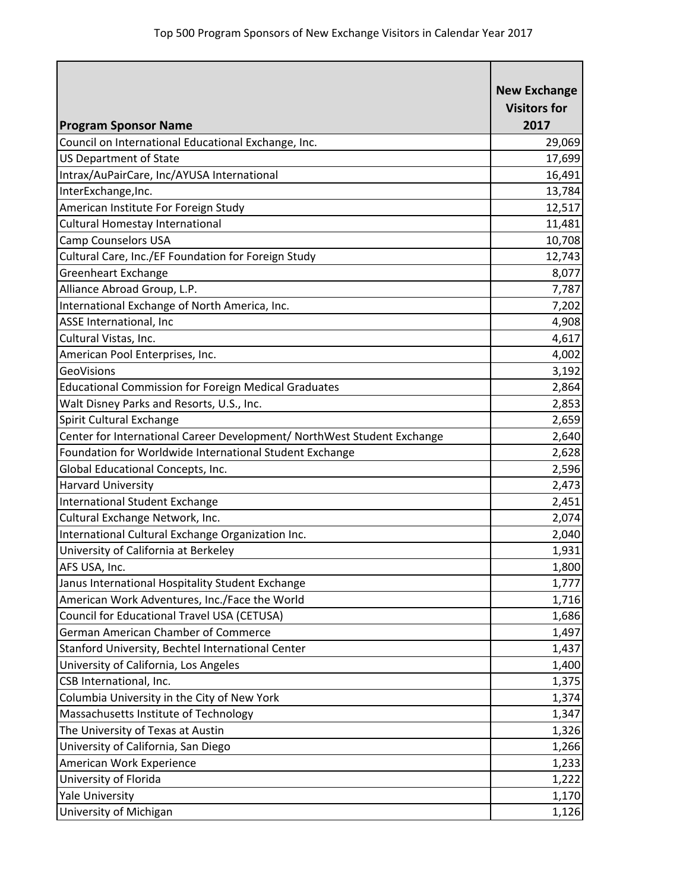Top 500 Program Sponsors of New Exchange Visitors in Calendar Year 2017

| Program Sponsor Name | New Exchange Visitors for 2017 |
|---|---|
| Council on International Educational Exchange, Inc. | 29,069 |
| US Department of State | 17,699 |
| Intrax/AuPairCare, Inc/AYUSA International | 16,491 |
| InterExchange,Inc. | 13,784 |
| American Institute For Foreign Study | 12,517 |
| Cultural Homestay International | 11,481 |
| Camp Counselors USA | 10,708 |
| Cultural Care, Inc./EF Foundation for Foreign Study | 12,743 |
| Greenheart Exchange | 8,077 |
| Alliance Abroad Group, L.P. | 7,787 |
| International Exchange of North America, Inc. | 7,202 |
| ASSE International, Inc | 4,908 |
| Cultural Vistas, Inc. | 4,617 |
| American Pool Enterprises, Inc. | 4,002 |
| GeoVisions | 3,192 |
| Educational Commission for Foreign Medical Graduates | 2,864 |
| Walt Disney Parks and Resorts, U.S., Inc. | 2,853 |
| Spirit Cultural Exchange | 2,659 |
| Center for International Career Development/ NorthWest Student Exchange | 2,640 |
| Foundation for Worldwide International Student Exchange | 2,628 |
| Global Educational Concepts, Inc. | 2,596 |
| Harvard University | 2,473 |
| International Student Exchange | 2,451 |
| Cultural Exchange Network, Inc. | 2,074 |
| International Cultural Exchange Organization Inc. | 2,040 |
| University of California at Berkeley | 1,931 |
| AFS USA, Inc. | 1,800 |
| Janus International Hospitality Student Exchange | 1,777 |
| American Work Adventures, Inc./Face the World | 1,716 |
| Council for Educational Travel USA (CETUSA) | 1,686 |
| German American Chamber of Commerce | 1,497 |
| Stanford University, Bechtel International Center | 1,437 |
| University of California, Los Angeles | 1,400 |
| CSB International, Inc. | 1,375 |
| Columbia University in the City of New York | 1,374 |
| Massachusetts Institute of Technology | 1,347 |
| The University of Texas at Austin | 1,326 |
| University of California, San Diego | 1,266 |
| American Work Experience | 1,233 |
| University of Florida | 1,222 |
| Yale University | 1,170 |
| University of Michigan | 1,126 |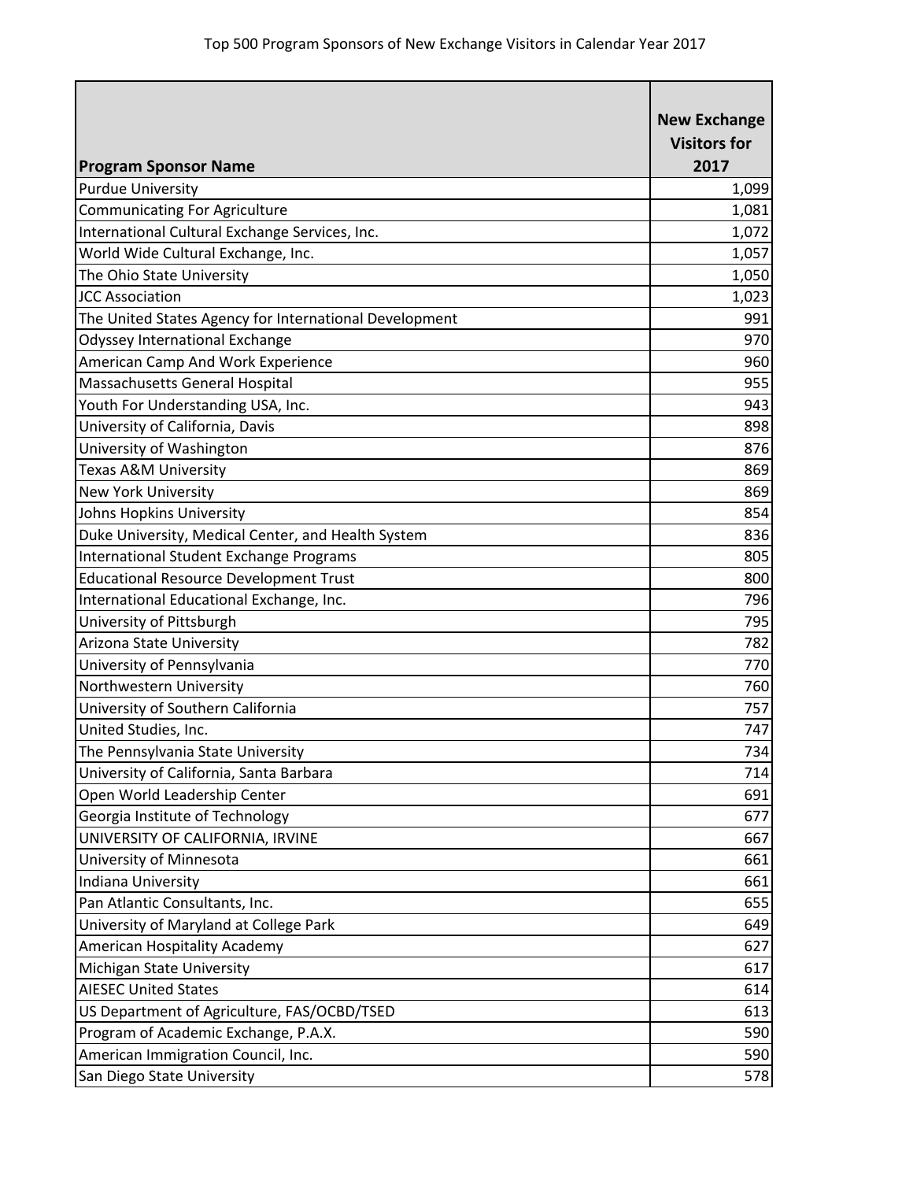Top 500 Program Sponsors of New Exchange Visitors in Calendar Year 2017

| Program Sponsor Name | New Exchange Visitors for 2017 |
|---|---|
| Purdue University | 1,099 |
| Communicating For Agriculture | 1,081 |
| International Cultural Exchange Services, Inc. | 1,072 |
| World Wide Cultural Exchange, Inc. | 1,057 |
| The Ohio State University | 1,050 |
| JCC Association | 1,023 |
| The United States Agency for International Development | 991 |
| Odyssey International Exchange | 970 |
| American Camp And Work Experience | 960 |
| Massachusetts General Hospital | 955 |
| Youth For Understanding USA, Inc. | 943 |
| University of California, Davis | 898 |
| University of Washington | 876 |
| Texas A&M University | 869 |
| New York University | 869 |
| Johns Hopkins University | 854 |
| Duke University, Medical Center, and Health System | 836 |
| International Student Exchange Programs | 805 |
| Educational Resource Development Trust | 800 |
| International Educational Exchange, Inc. | 796 |
| University of Pittsburgh | 795 |
| Arizona State University | 782 |
| University of Pennsylvania | 770 |
| Northwestern University | 760 |
| University of Southern California | 757 |
| United Studies, Inc. | 747 |
| The Pennsylvania State University | 734 |
| University of California, Santa Barbara | 714 |
| Open World Leadership Center | 691 |
| Georgia Institute of Technology | 677 |
| UNIVERSITY OF CALIFORNIA, IRVINE | 667 |
| University of Minnesota | 661 |
| Indiana University | 661 |
| Pan Atlantic Consultants, Inc. | 655 |
| University of Maryland at College Park | 649 |
| American Hospitality Academy | 627 |
| Michigan State University | 617 |
| AIESEC United States | 614 |
| US Department of Agriculture, FAS/OCBD/TSED | 613 |
| Program of Academic Exchange, P.A.X. | 590 |
| American Immigration Council, Inc. | 590 |
| San Diego State University | 578 |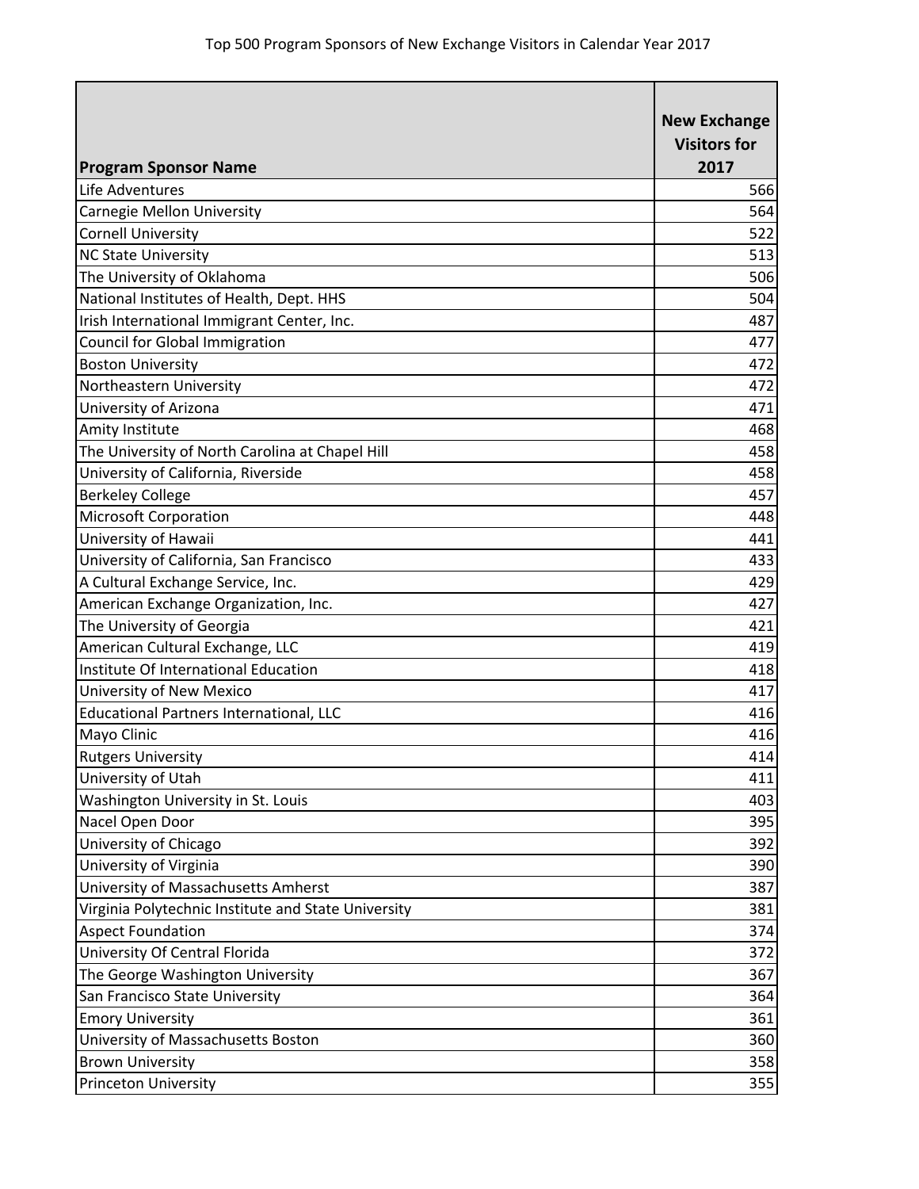| Program Sponsor Name | New Exchange Visitors for 2017 |
|---|---|
| Life Adventures | 566 |
| Carnegie Mellon University | 564 |
| Cornell University | 522 |
| NC State University | 513 |
| The University of Oklahoma | 506 |
| National Institutes of Health, Dept. HHS | 504 |
| Irish International Immigrant Center, Inc. | 487 |
| Council for Global Immigration | 477 |
| Boston University | 472 |
| Northeastern University | 472 |
| University of Arizona | 471 |
| Amity Institute | 468 |
| The University of North Carolina at Chapel Hill | 458 |
| University of California, Riverside | 458 |
| Berkeley College | 457 |
| Microsoft Corporation | 448 |
| University of Hawaii | 441 |
| University of California, San Francisco | 433 |
| A Cultural Exchange Service, Inc. | 429 |
| American Exchange Organization, Inc. | 427 |
| The University of Georgia | 421 |
| American Cultural Exchange, LLC | 419 |
| Institute Of International Education | 418 |
| University of New Mexico | 417 |
| Educational Partners International, LLC | 416 |
| Mayo Clinic | 416 |
| Rutgers University | 414 |
| University of Utah | 411 |
| Washington University in St. Louis | 403 |
| Nacel Open Door | 395 |
| University of Chicago | 392 |
| University of Virginia | 390 |
| University of Massachusetts Amherst | 387 |
| Virginia Polytechnic Institute and State University | 381 |
| Aspect Foundation | 374 |
| University Of Central Florida | 372 |
| The George Washington University | 367 |
| San Francisco State University | 364 |
| Emory University | 361 |
| University of Massachusetts Boston | 360 |
| Brown University | 358 |
| Princeton University | 355 |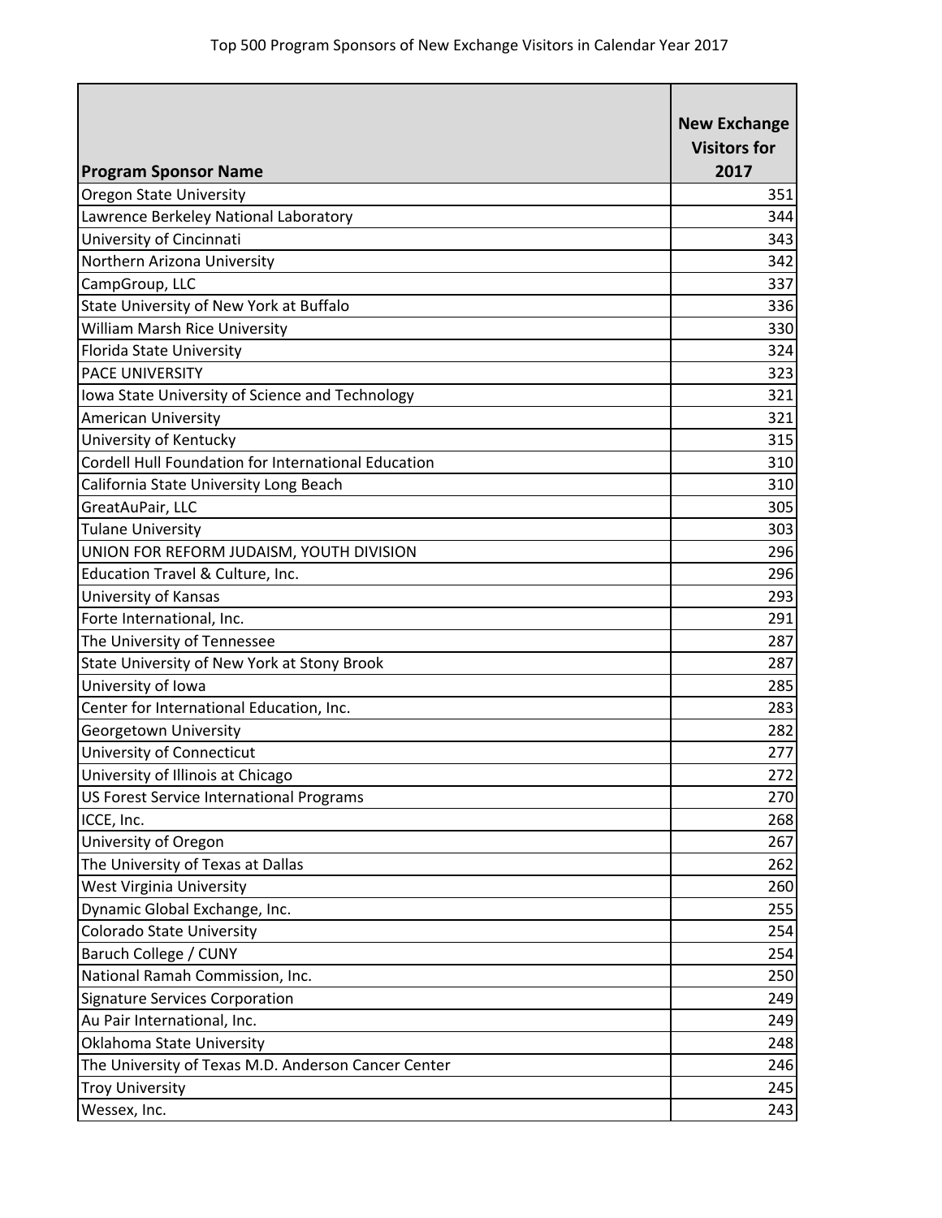Top 500 Program Sponsors of New Exchange Visitors in Calendar Year 2017

| Program Sponsor Name | New Exchange Visitors for 2017 |
| --- | --- |
| Oregon State University | 351 |
| Lawrence Berkeley National Laboratory | 344 |
| University of Cincinnati | 343 |
| Northern Arizona University | 342 |
| CampGroup, LLC | 337 |
| State University of New York at Buffalo | 336 |
| William Marsh Rice University | 330 |
| Florida State University | 324 |
| PACE UNIVERSITY | 323 |
| Iowa State University of Science and Technology | 321 |
| American University | 321 |
| University of Kentucky | 315 |
| Cordell Hull Foundation for International Education | 310 |
| California State University Long Beach | 310 |
| GreatAuPair, LLC | 305 |
| Tulane University | 303 |
| UNION FOR REFORM JUDAISM, YOUTH DIVISION | 296 |
| Education Travel & Culture, Inc. | 296 |
| University of Kansas | 293 |
| Forte International, Inc. | 291 |
| The University of Tennessee | 287 |
| State University of New York at Stony Brook | 287 |
| University of Iowa | 285 |
| Center for International Education, Inc. | 283 |
| Georgetown University | 282 |
| University of Connecticut | 277 |
| University of Illinois at Chicago | 272 |
| US Forest Service International Programs | 270 |
| ICCE, Inc. | 268 |
| University of Oregon | 267 |
| The University of Texas at Dallas | 262 |
| West Virginia University | 260 |
| Dynamic Global Exchange, Inc. | 255 |
| Colorado State University | 254 |
| Baruch College / CUNY | 254 |
| National Ramah Commission, Inc. | 250 |
| Signature Services Corporation | 249 |
| Au Pair International, Inc. | 249 |
| Oklahoma State University | 248 |
| The University of Texas M.D. Anderson Cancer Center | 246 |
| Troy University | 245 |
| Wessex, Inc. | 243 |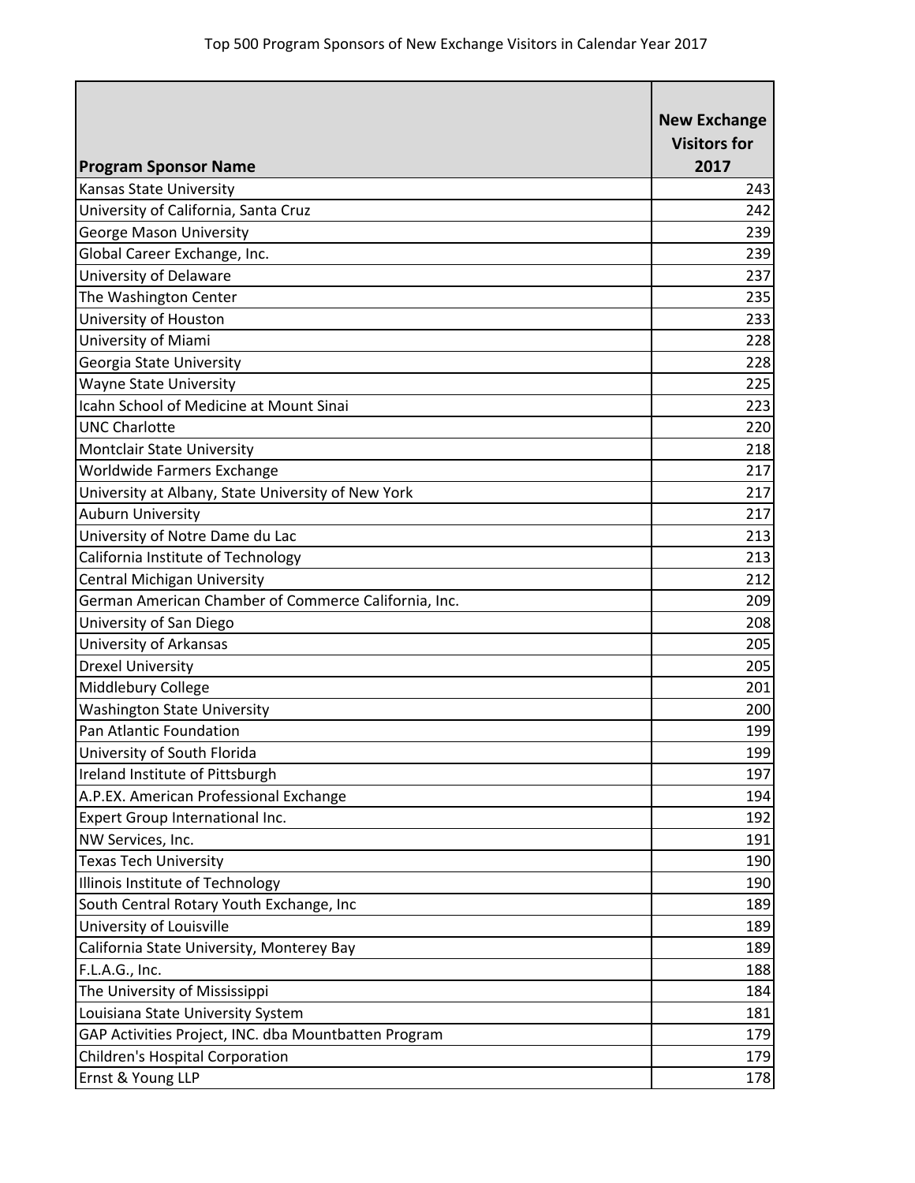Top 500 Program Sponsors of New Exchange Visitors in Calendar Year 2017

| Program Sponsor Name | New Exchange Visitors for 2017 |
|---|---|
| Kansas State University | 243 |
| University of California, Santa Cruz | 242 |
| George Mason University | 239 |
| Global Career Exchange, Inc. | 239 |
| University of Delaware | 237 |
| The Washington Center | 235 |
| University of Houston | 233 |
| University of Miami | 228 |
| Georgia State University | 228 |
| Wayne State University | 225 |
| Icahn School of Medicine at Mount Sinai | 223 |
| UNC Charlotte | 220 |
| Montclair State University | 218 |
| Worldwide Farmers Exchange | 217 |
| University at Albany, State University of New York | 217 |
| Auburn University | 217 |
| University of Notre Dame du Lac | 213 |
| California Institute of Technology | 213 |
| Central Michigan University | 212 |
| German American Chamber of Commerce California, Inc. | 209 |
| University of San Diego | 208 |
| University of Arkansas | 205 |
| Drexel University | 205 |
| Middlebury College | 201 |
| Washington State University | 200 |
| Pan Atlantic Foundation | 199 |
| University of South Florida | 199 |
| Ireland Institute of Pittsburgh | 197 |
| A.P.EX. American Professional Exchange | 194 |
| Expert Group International Inc. | 192 |
| NW Services, Inc. | 191 |
| Texas Tech University | 190 |
| Illinois Institute of Technology | 190 |
| South Central Rotary Youth Exchange, Inc | 189 |
| University of Louisville | 189 |
| California State University, Monterey Bay | 189 |
| F.L.A.G., Inc. | 188 |
| The University of Mississippi | 184 |
| Louisiana State University System | 181 |
| GAP Activities Project, INC. dba Mountbatten Program | 179 |
| Children's Hospital Corporation | 179 |
| Ernst & Young LLP | 178 |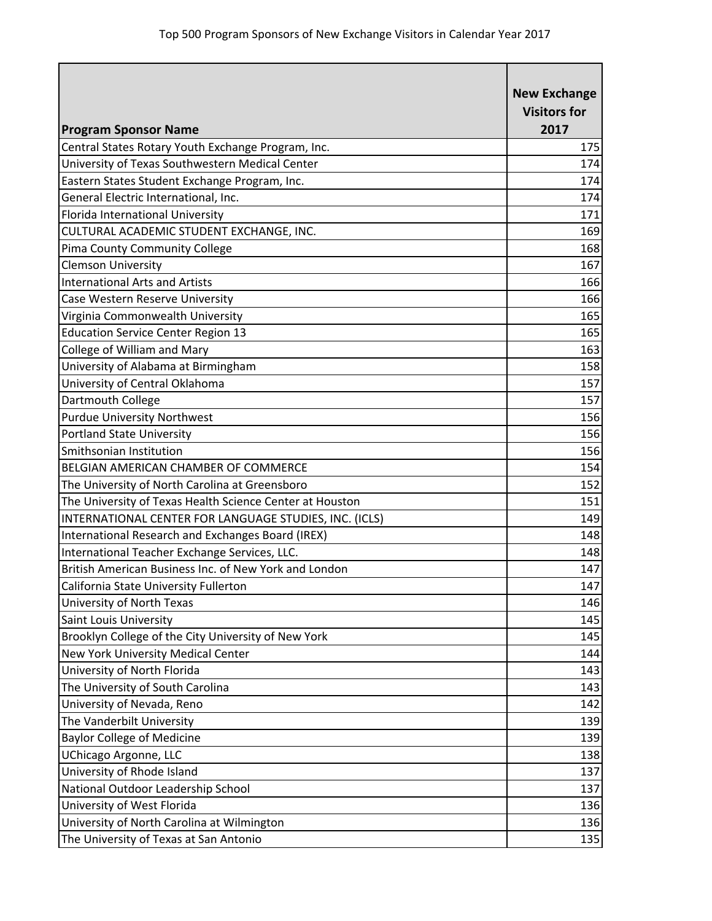Top 500 Program Sponsors of New Exchange Visitors in Calendar Year 2017

| Program Sponsor Name | New Exchange Visitors for 2017 |
|---|---|
| Central States Rotary Youth Exchange Program, Inc. | 175 |
| University of Texas Southwestern Medical Center | 174 |
| Eastern States Student Exchange Program, Inc. | 174 |
| General Electric International, Inc. | 174 |
| Florida International University | 171 |
| CULTURAL ACADEMIC STUDENT EXCHANGE, INC. | 169 |
| Pima County Community College | 168 |
| Clemson University | 167 |
| International Arts and Artists | 166 |
| Case Western Reserve University | 166 |
| Virginia Commonwealth University | 165 |
| Education Service Center Region 13 | 165 |
| College of William and Mary | 163 |
| University of Alabama at Birmingham | 158 |
| University of Central Oklahoma | 157 |
| Dartmouth College | 157 |
| Purdue University Northwest | 156 |
| Portland State University | 156 |
| Smithsonian Institution | 156 |
| BELGIAN AMERICAN CHAMBER OF COMMERCE | 154 |
| The University of North Carolina at Greensboro | 152 |
| The University of Texas Health Science Center at Houston | 151 |
| INTERNATIONAL CENTER FOR LANGUAGE STUDIES, INC. (ICLS) | 149 |
| International Research and Exchanges Board (IREX) | 148 |
| International Teacher Exchange Services, LLC. | 148 |
| British American Business Inc. of New York and London | 147 |
| California State University Fullerton | 147 |
| University of North Texas | 146 |
| Saint Louis University | 145 |
| Brooklyn College of the City University of New York | 145 |
| New York University Medical Center | 144 |
| University of North Florida | 143 |
| The University of South Carolina | 143 |
| University of Nevada, Reno | 142 |
| The Vanderbilt University | 139 |
| Baylor College of Medicine | 139 |
| UChicago Argonne, LLC | 138 |
| University of Rhode Island | 137 |
| National Outdoor Leadership School | 137 |
| University of West Florida | 136 |
| University of North Carolina at Wilmington | 136 |
| The University of Texas at San Antonio | 135 |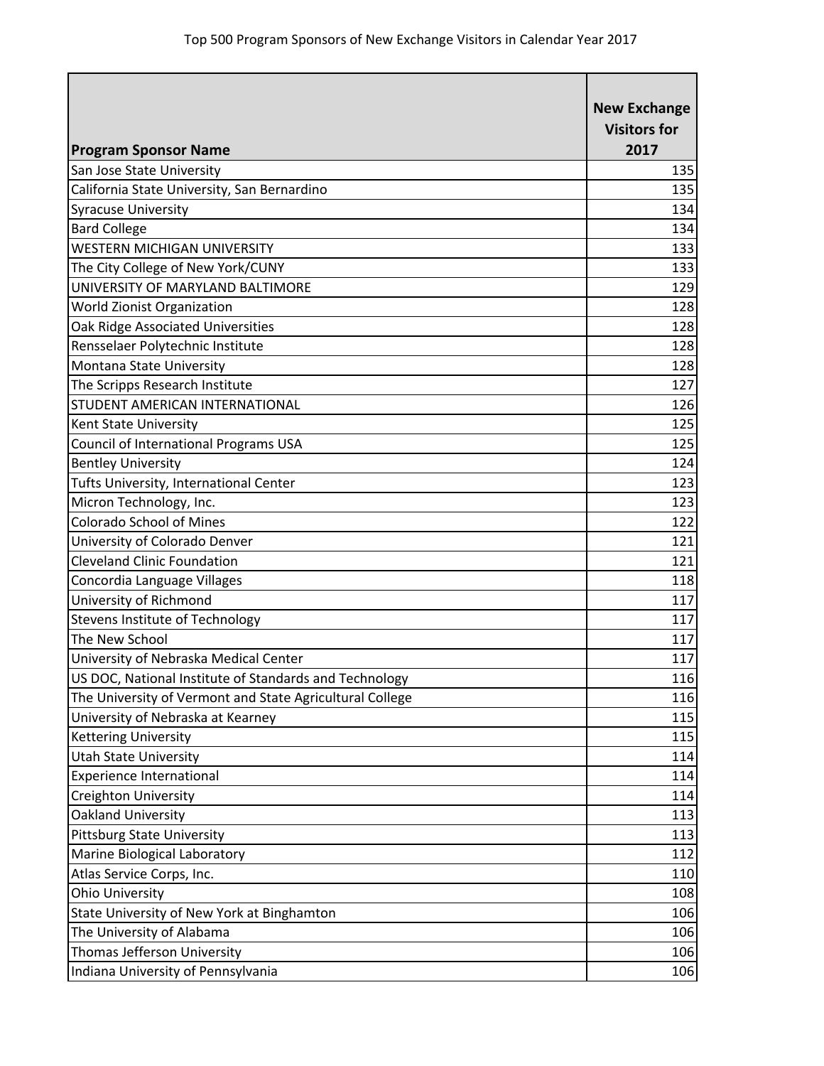Top 500 Program Sponsors of New Exchange Visitors in Calendar Year 2017

| Program Sponsor Name | New Exchange Visitors for 2017 |
| --- | --- |
| San Jose State University | 135 |
| California State University, San Bernardino | 135 |
| Syracuse University | 134 |
| Bard College | 134 |
| WESTERN MICHIGAN UNIVERSITY | 133 |
| The City College of New York/CUNY | 133 |
| UNIVERSITY OF MARYLAND BALTIMORE | 129 |
| World Zionist Organization | 128 |
| Oak Ridge Associated Universities | 128 |
| Rensselaer Polytechnic Institute | 128 |
| Montana State University | 128 |
| The Scripps Research Institute | 127 |
| STUDENT AMERICAN INTERNATIONAL | 126 |
| Kent State University | 125 |
| Council of International Programs USA | 125 |
| Bentley University | 124 |
| Tufts University, International Center | 123 |
| Micron Technology, Inc. | 123 |
| Colorado School of Mines | 122 |
| University of Colorado Denver | 121 |
| Cleveland Clinic Foundation | 121 |
| Concordia Language Villages | 118 |
| University of Richmond | 117 |
| Stevens Institute of Technology | 117 |
| The New School | 117 |
| University of Nebraska Medical Center | 117 |
| US DOC, National Institute of Standards and Technology | 116 |
| The University of Vermont and State Agricultural College | 116 |
| University of Nebraska at Kearney | 115 |
| Kettering University | 115 |
| Utah State University | 114 |
| Experience International | 114 |
| Creighton University | 114 |
| Oakland University | 113 |
| Pittsburg State University | 113 |
| Marine Biological Laboratory | 112 |
| Atlas Service Corps, Inc. | 110 |
| Ohio University | 108 |
| State University of New York at Binghamton | 106 |
| The University of Alabama | 106 |
| Thomas Jefferson University | 106 |
| Indiana University of Pennsylvania | 106 |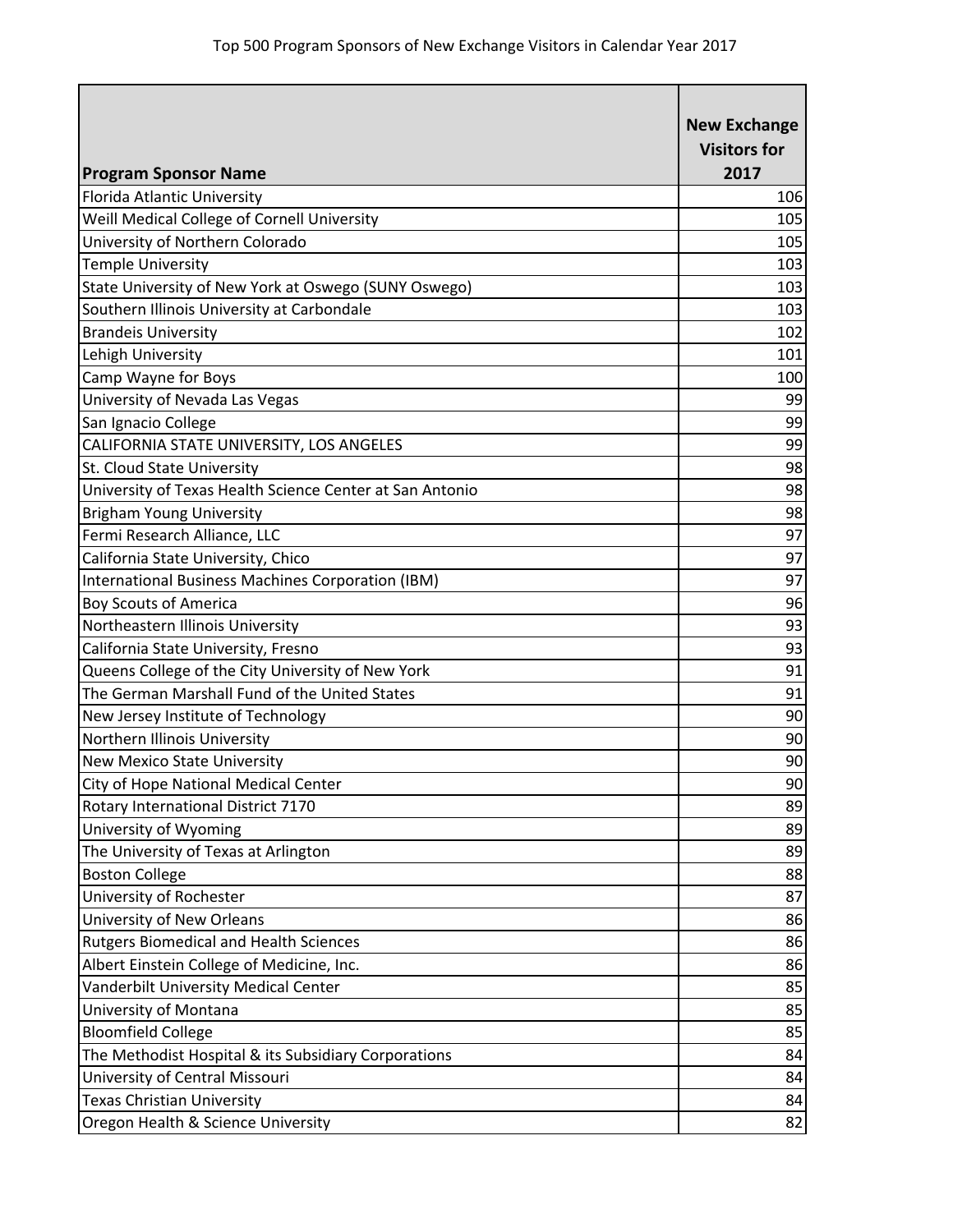Top 500 Program Sponsors of New Exchange Visitors in Calendar Year 2017

| Program Sponsor Name | New Exchange Visitors for 2017 |
|---|---|
| Florida Atlantic University | 106 |
| Weill Medical College of Cornell University | 105 |
| University of Northern Colorado | 105 |
| Temple University | 103 |
| State University of New York at Oswego (SUNY Oswego) | 103 |
| Southern Illinois University at Carbondale | 103 |
| Brandeis University | 102 |
| Lehigh University | 101 |
| Camp Wayne for Boys | 100 |
| University of Nevada Las Vegas | 99 |
| San Ignacio College | 99 |
| CALIFORNIA STATE UNIVERSITY, LOS ANGELES | 99 |
| St. Cloud State University | 98 |
| University of Texas Health Science Center at San Antonio | 98 |
| Brigham Young University | 98 |
| Fermi Research Alliance, LLC | 97 |
| California State University, Chico | 97 |
| International Business Machines Corporation (IBM) | 97 |
| Boy Scouts of America | 96 |
| Northeastern Illinois University | 93 |
| California State University, Fresno | 93 |
| Queens College of the City University of New York | 91 |
| The German Marshall Fund of the United States | 91 |
| New Jersey Institute of Technology | 90 |
| Northern Illinois University | 90 |
| New Mexico State University | 90 |
| City of Hope National Medical Center | 90 |
| Rotary International District 7170 | 89 |
| University of Wyoming | 89 |
| The University of Texas at Arlington | 89 |
| Boston College | 88 |
| University of Rochester | 87 |
| University of New Orleans | 86 |
| Rutgers Biomedical and Health Sciences | 86 |
| Albert Einstein College of Medicine, Inc. | 86 |
| Vanderbilt University Medical Center | 85 |
| University of Montana | 85 |
| Bloomfield College | 85 |
| The Methodist Hospital & its Subsidiary Corporations | 84 |
| University of Central Missouri | 84 |
| Texas Christian University | 84 |
| Oregon Health & Science University | 82 |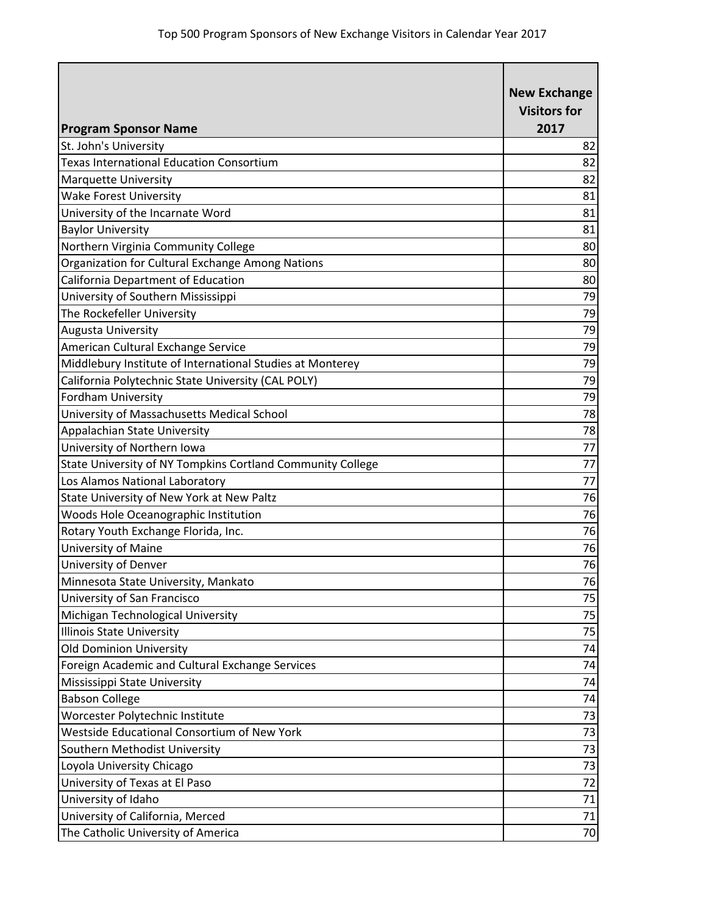Top 500 Program Sponsors of New Exchange Visitors in Calendar Year 2017

| Program Sponsor Name | New Exchange Visitors for 2017 |
|---|---|
| St. John's University | 82 |
| Texas International Education Consortium | 82 |
| Marquette University | 82 |
| Wake Forest University | 81 |
| University of the Incarnate Word | 81 |
| Baylor University | 81 |
| Northern Virginia Community College | 80 |
| Organization for Cultural Exchange Among Nations | 80 |
| California Department of Education | 80 |
| University of Southern Mississippi | 79 |
| The Rockefeller University | 79 |
| Augusta University | 79 |
| American Cultural Exchange Service | 79 |
| Middlebury Institute of International Studies at Monterey | 79 |
| California Polytechnic State University (CAL POLY) | 79 |
| Fordham University | 79 |
| University of Massachusetts Medical School | 78 |
| Appalachian State University | 78 |
| University of Northern Iowa | 77 |
| State University of NY Tompkins Cortland Community College | 77 |
| Los Alamos National Laboratory | 77 |
| State University of New York at New Paltz | 76 |
| Woods Hole Oceanographic Institution | 76 |
| Rotary Youth Exchange Florida, Inc. | 76 |
| University of Maine | 76 |
| University of Denver | 76 |
| Minnesota State University, Mankato | 76 |
| University of San Francisco | 75 |
| Michigan Technological University | 75 |
| Illinois State University | 75 |
| Old Dominion University | 74 |
| Foreign Academic and Cultural Exchange Services | 74 |
| Mississippi State University | 74 |
| Babson College | 74 |
| Worcester Polytechnic Institute | 73 |
| Westside Educational Consortium of New York | 73 |
| Southern Methodist University | 73 |
| Loyola University Chicago | 73 |
| University of Texas at El Paso | 72 |
| University of Idaho | 71 |
| University of California, Merced | 71 |
| The Catholic University of America | 70 |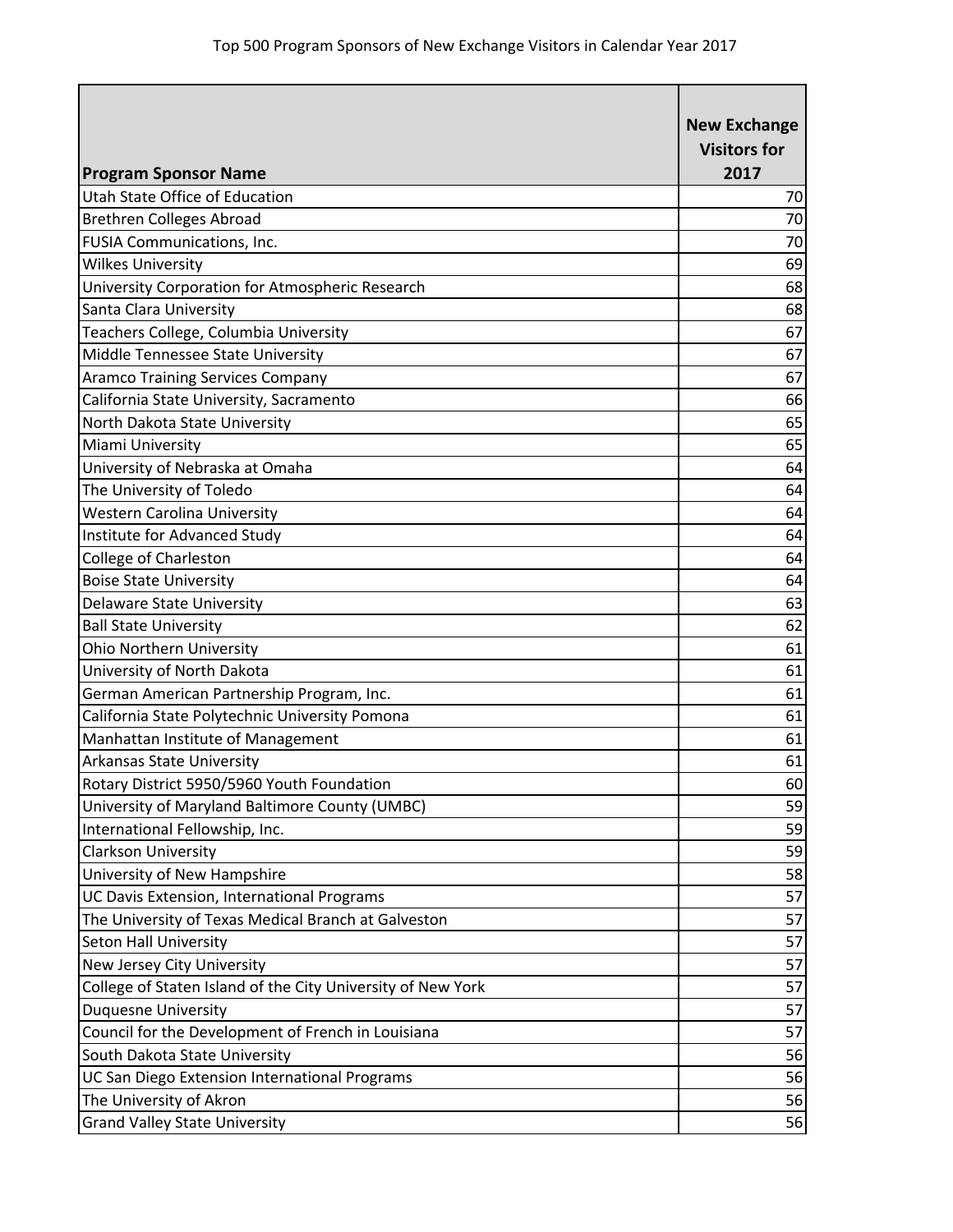Top 500 Program Sponsors of New Exchange Visitors in Calendar Year 2017

| Program Sponsor Name | New Exchange Visitors for 2017 |
|---|---|
| Utah State Office of Education | 70 |
| Brethren Colleges Abroad | 70 |
| FUSIA Communications, Inc. | 70 |
| Wilkes University | 69 |
| University Corporation for Atmospheric Research | 68 |
| Santa Clara University | 68 |
| Teachers College, Columbia University | 67 |
| Middle Tennessee State University | 67 |
| Aramco Training Services Company | 67 |
| California State University, Sacramento | 66 |
| North Dakota State University | 65 |
| Miami University | 65 |
| University of Nebraska at Omaha | 64 |
| The University of Toledo | 64 |
| Western Carolina University | 64 |
| Institute for Advanced Study | 64 |
| College of Charleston | 64 |
| Boise State University | 64 |
| Delaware State University | 63 |
| Ball State University | 62 |
| Ohio Northern University | 61 |
| University of North Dakota | 61 |
| German American Partnership Program, Inc. | 61 |
| California State Polytechnic University Pomona | 61 |
| Manhattan Institute of Management | 61 |
| Arkansas State University | 61 |
| Rotary District 5950/5960 Youth Foundation | 60 |
| University of Maryland Baltimore County (UMBC) | 59 |
| International Fellowship, Inc. | 59 |
| Clarkson University | 59 |
| University of New Hampshire | 58 |
| UC Davis Extension, International Programs | 57 |
| The University of Texas Medical Branch at Galveston | 57 |
| Seton Hall University | 57 |
| New Jersey City University | 57 |
| College of Staten Island of the City University of New York | 57 |
| Duquesne University | 57 |
| Council for the Development of French in Louisiana | 57 |
| South Dakota State University | 56 |
| UC San Diego Extension International Programs | 56 |
| The University of Akron | 56 |
| Grand Valley State University | 56 |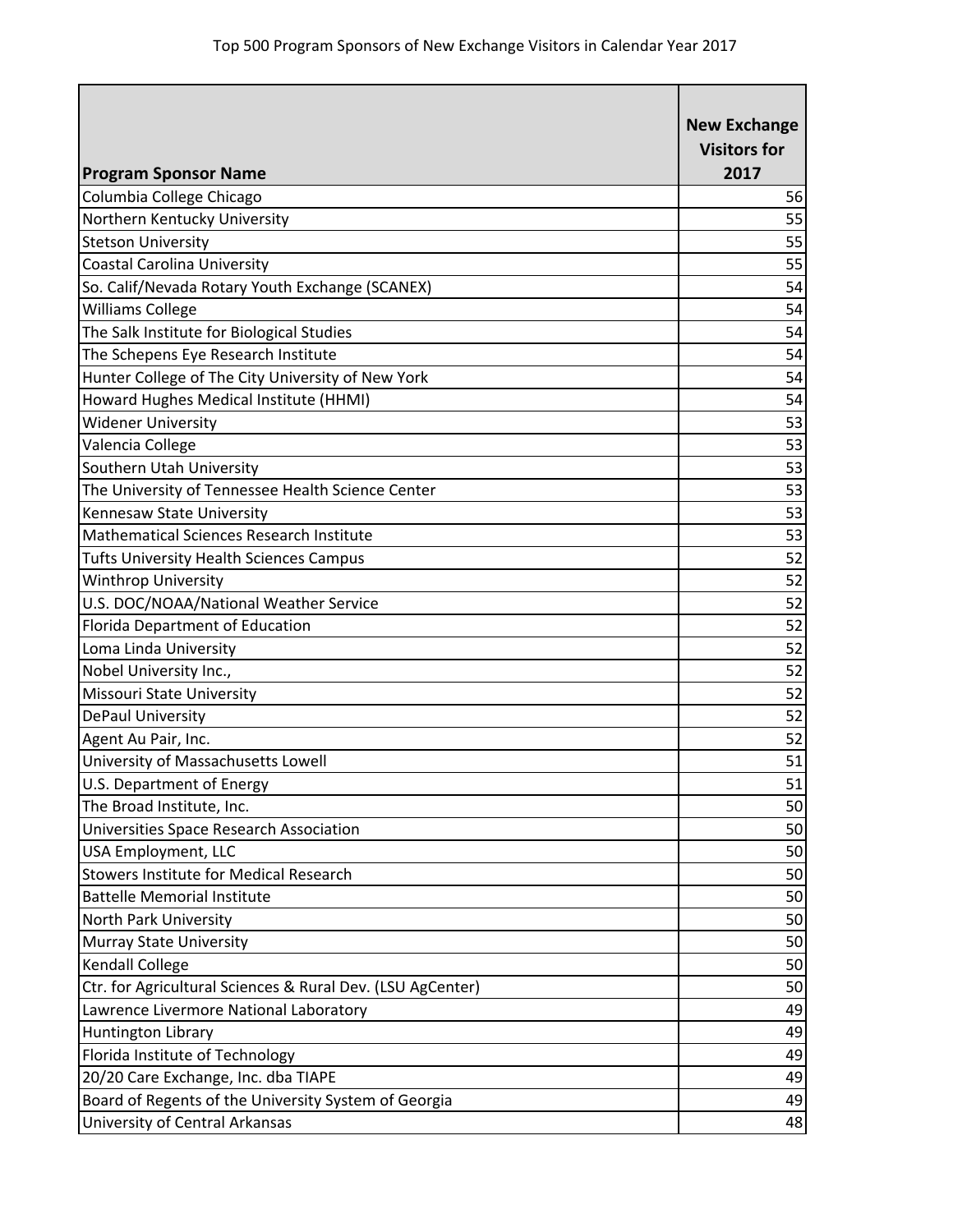Top 500 Program Sponsors of New Exchange Visitors in Calendar Year 2017

| Program Sponsor Name | New Exchange Visitors for 2017 |
|---|---|
| Columbia College Chicago | 56 |
| Northern Kentucky University | 55 |
| Stetson University | 55 |
| Coastal Carolina University | 55 |
| So. Calif/Nevada Rotary Youth Exchange (SCANEX) | 54 |
| Williams College | 54 |
| The Salk Institute for Biological Studies | 54 |
| The Schepens Eye Research Institute | 54 |
| Hunter College of The City University of New York | 54 |
| Howard Hughes Medical Institute (HHMI) | 54 |
| Widener University | 53 |
| Valencia College | 53 |
| Southern Utah University | 53 |
| The University of Tennessee Health Science Center | 53 |
| Kennesaw State University | 53 |
| Mathematical Sciences Research Institute | 53 |
| Tufts University Health Sciences Campus | 52 |
| Winthrop University | 52 |
| U.S. DOC/NOAA/National Weather Service | 52 |
| Florida Department of Education | 52 |
| Loma Linda University | 52 |
| Nobel University Inc., | 52 |
| Missouri State University | 52 |
| DePaul University | 52 |
| Agent Au Pair, Inc. | 52 |
| University of Massachusetts Lowell | 51 |
| U.S. Department of Energy | 51 |
| The Broad Institute, Inc. | 50 |
| Universities Space Research Association | 50 |
| USA Employment, LLC | 50 |
| Stowers Institute for Medical Research | 50 |
| Battelle Memorial Institute | 50 |
| North Park University | 50 |
| Murray State University | 50 |
| Kendall College | 50 |
| Ctr. for Agricultural Sciences & Rural Dev. (LSU AgCenter) | 50 |
| Lawrence Livermore National Laboratory | 49 |
| Huntington Library | 49 |
| Florida Institute of Technology | 49 |
| 20/20 Care Exchange, Inc. dba TIAPE | 49 |
| Board of Regents of the University System of Georgia | 49 |
| University of Central Arkansas | 48 |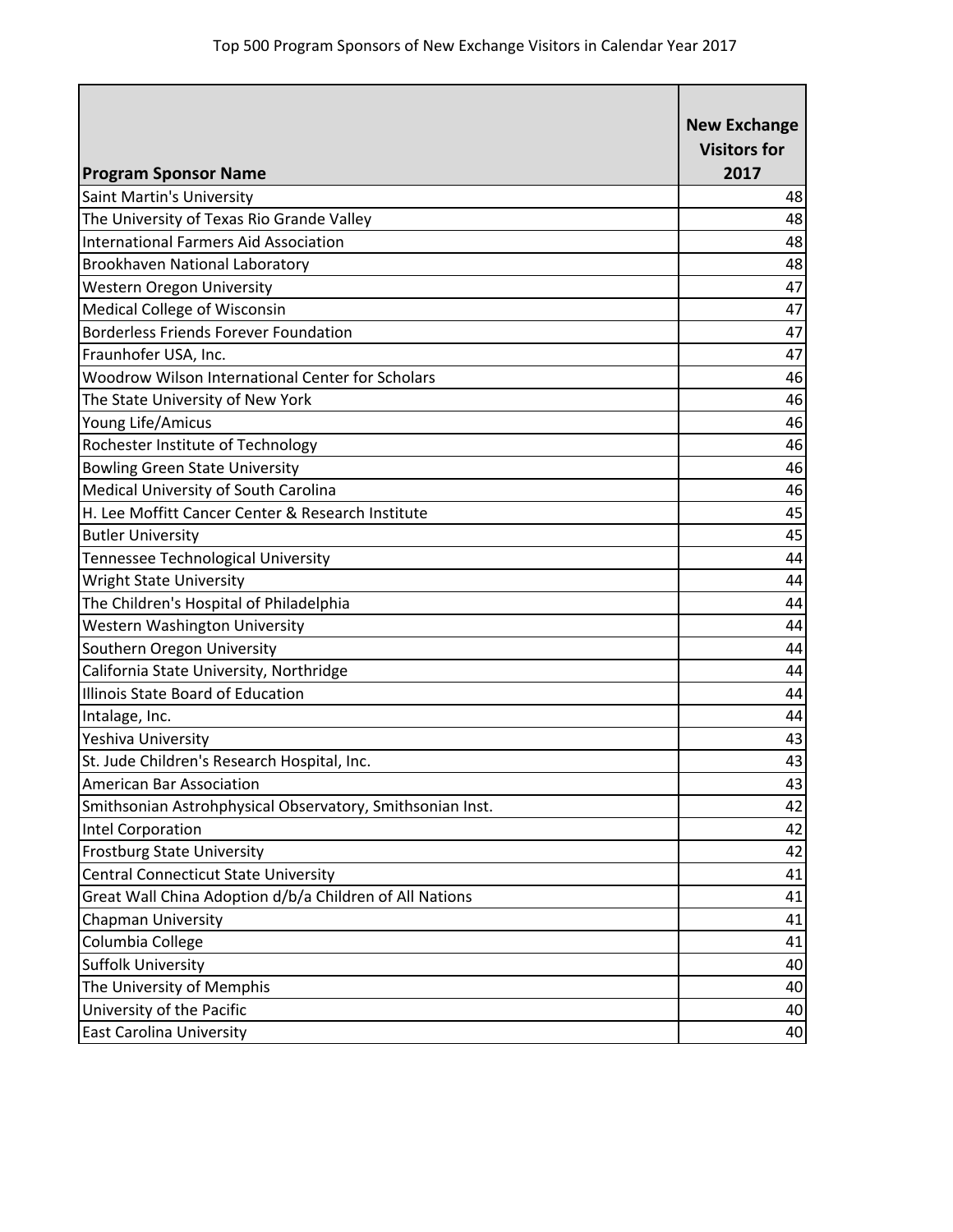Top 500 Program Sponsors of New Exchange Visitors in Calendar Year 2017

| Program Sponsor Name | New Exchange Visitors for 2017 |
|---|---|
| Saint Martin's University | 48 |
| The University of Texas Rio Grande Valley | 48 |
| International Farmers Aid Association | 48 |
| Brookhaven National Laboratory | 48 |
| Western Oregon University | 47 |
| Medical College of Wisconsin | 47 |
| Borderless Friends Forever Foundation | 47 |
| Fraunhofer USA, Inc. | 47 |
| Woodrow Wilson International Center for Scholars | 46 |
| The State University of New York | 46 |
| Young Life/Amicus | 46 |
| Rochester Institute of Technology | 46 |
| Bowling Green State University | 46 |
| Medical University of South Carolina | 46 |
| H. Lee Moffitt Cancer Center & Research Institute | 45 |
| Butler University | 45 |
| Tennessee Technological University | 44 |
| Wright State University | 44 |
| The Children's Hospital of Philadelphia | 44 |
| Western Washington University | 44 |
| Southern Oregon University | 44 |
| California State University, Northridge | 44 |
| Illinois State Board of Education | 44 |
| Intalage, Inc. | 44 |
| Yeshiva University | 43 |
| St. Jude Children's Research Hospital, Inc. | 43 |
| American Bar Association | 43 |
| Smithsonian Astrohphysical Observatory, Smithsonian Inst. | 42 |
| Intel Corporation | 42 |
| Frostburg State University | 42 |
| Central Connecticut State University | 41 |
| Great Wall China Adoption d/b/a Children of All Nations | 41 |
| Chapman University | 41 |
| Columbia College | 41 |
| Suffolk University | 40 |
| The University of Memphis | 40 |
| University of the Pacific | 40 |
| East Carolina University | 40 |